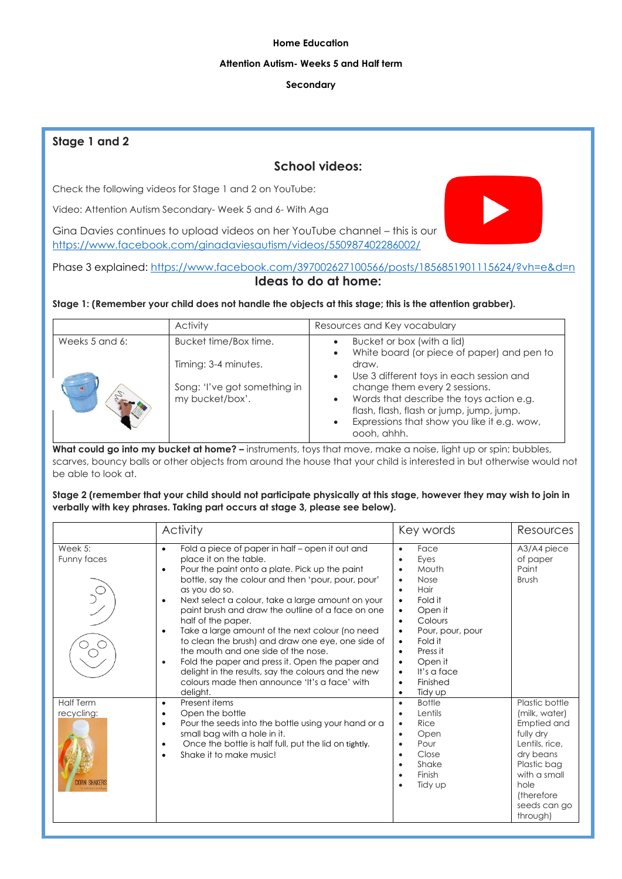**Home Education**

**Attention Autism- Weeks 5 and Half term**

**Secondary**

## Stage 1 and 2

### School videos:

Check the following videos for Stage 1 and 2 on YouTube:

Video: Attention Autism Secondary- Week 5 and 6- With Aga

Gina Davies continues to upload videos on her YouTube channel – this is our https://www.facebook.com/ginadaviesautism/videos/550987402286002/

Phase 3 explained: https://www.facebook.com/397002627100566/posts/1856851901115624/?vh=e&d=n

### Ideas to do at home:

**Stage 1: (Remember your child does not handle the objects at this stage; this is the attention grabber).**

| | Activity | Resources and Key vocabulary |
|---|---|---|
| Weeks 5 and 6: | Bucket time/Box time.<br><br>Timing: 3-4 minutes.<br><br>Song: 'I've got something in my bucket/box'. | • Bucket or box (with a lid)<br>• White board (or piece of paper) and pen to draw.<br>• Use 3 different toys in each session and change them every 2 sessions.<br>• Words that describe the toys action e.g. flash, flash, flash or jump, jump, jump.<br>• Expressions that show you like it e.g. wow, oooh, ahhh. |

**What could go into my bucket at home? –** instruments, toys that move, make a noise, light up or spin; bubbles, scarves, bouncy balls or other objects from around the house that your child is interested in but otherwise would not be able to look at.

**Stage 2 (remember that your child should not participate physically at this stage, however they may wish to join in verbally with key phrases. Taking part occurs at stage 3, please see below).**

| | Activity | Key words | Resources |
|---|---|---|---|
| Week 5:<br>Funny faces | • Fold a piece of paper in half – open it out and place it on the table.<br>• Pour the paint onto a plate. Pick up the paint bottle, say the colour and then 'pour, pour, pour' as you do so.<br>• Next select a colour, take a large amount on your paint brush and draw the outline of a face on one half of the paper.<br>• Take a large amount of the next colour (no need to clean the brush) and draw one eye, one side of the mouth and one side of the nose.<br>• Fold the paper and press it. Open the paper and delight in the results, say the colours and the new colours made then announce 'It's a face' with delight. | • Face<br>• Eyes<br>• Mouth<br>• Nose<br>• Hair<br>• Fold it<br>• Open it<br>• Colours<br>• Pour, pour, pour<br>• Fold it<br>• Press it<br>• Open it<br>• It's a face<br>• Finished<br>• Tidy up | A3/A4 piece of paper<br>Paint<br>Brush |
| Half Term recycling: | • Present items<br>• Open the bottle<br>• Pour the seeds into the bottle using your hand or a small bag with a hole in it.<br>• Once the bottle is half full, put the lid on tightly.<br>• Shake it to make music! | • Bottle<br>• Lentils<br>• Rice<br>• Open<br>• Pour<br>• Close<br>• Shake<br>• Finish<br>• Tidy up | Plastic bottle (milk, water) Emptied and fully dry<br>Lentils, rice, dry beans<br>Plastic bag with a small hole (therefore seeds can go through) |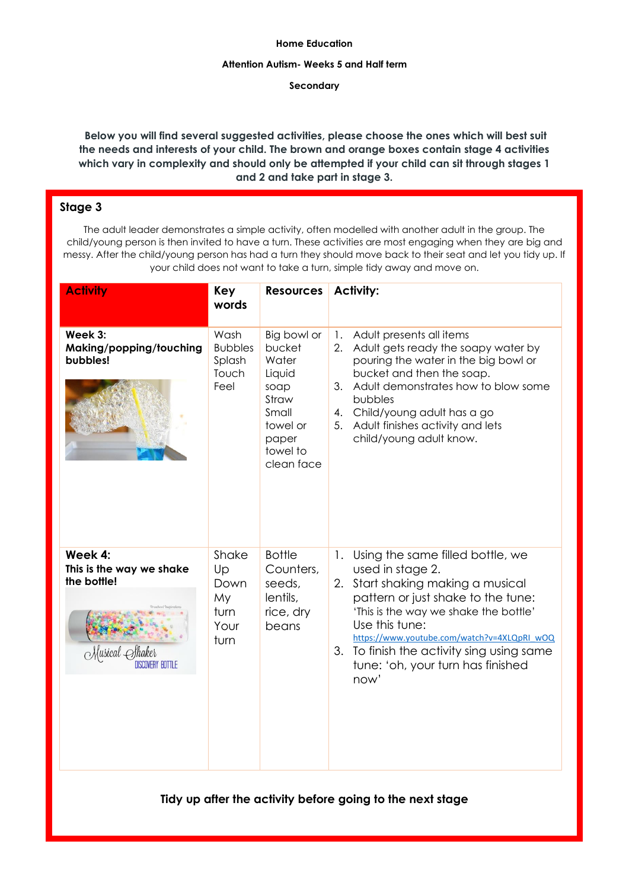**Home Education**

**Attention Autism- Weeks 5 and Half term**

**Secondary**

**Below you will find several suggested activities, please choose the ones which will best suit the needs and interests of your child. The brown and orange boxes contain stage 4 activities which vary in complexity and should only be attempted if your child can sit through stages 1 and 2 and take part in stage 3.**

## Stage 3

The adult leader demonstrates a simple activity, often modelled with another adult in the group. The child/young person is then invited to have a turn. These activities are most engaging when they are big and messy. After the child/young person has had a turn they should move back to their seat and let you tidy up. If your child does not want to take a turn, simple tidy away and move on.

| Activity | Key words | Resources | Activity: |
|---|---|---|---|
| **Week 3: Making/popping/touching bubbles!** | Wash<br>Bubbles<br>Splash<br>Touch<br>Feel | Big bowl or bucket<br>Water<br>Liquid soap<br>Straw<br>Small towel or paper towel to clean face | 1. Adult presents all items<br>2. Adult gets ready the soapy water by pouring the water in the big bowl or bucket and then the soap.<br>3. Adult demonstrates how to blow some bubbles<br>4. Child/young adult has a go<br>5. Adult finishes activity and lets child/young adult know. |
| **Week 4: This is the way we shake the bottle!** | Shake<br>Up<br>Down<br>My turn<br>Your turn | Bottle<br>Counters, seeds, lentils, rice, dry beans | 1. Using the same filled bottle, we used in stage 2.<br>2. Start shaking making a musical pattern or just shake to the tune: 'This is the way we shake the bottle' Use this tune: https://www.youtube.com/watch?v=4XLQpRI_wOQ<br>3. To finish the activity sing using same tune: 'oh, your turn has finished now' |

**Tidy up after the activity before going to the next stage**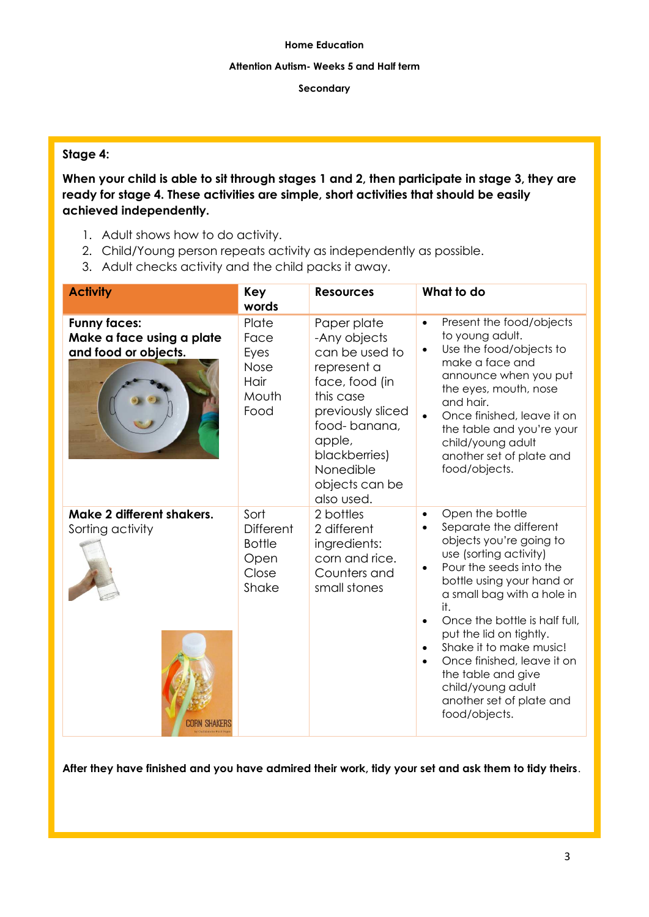**Home Education**

**Attention Autism- Weeks 5 and Half term**

**Secondary**

**Stage 4:**

**When your child is able to sit through stages 1 and 2, then participate in stage 3, they are ready for stage 4. These activities are simple, short activities that should be easily achieved independently.**

1. Adult shows how to do activity.
2. Child/Young person repeats activity as independently as possible.
3. Adult checks activity and the child packs it away.

| Activity | Key words | Resources | What to do |
|---|---|---|---|
| **Funny faces: Make a face using a plate and food or objects.** | Plate<br>Face<br>Eyes<br>Nose<br>Hair<br>Mouth<br>Food | Paper plate<br>-Any objects can be used to represent a face, food (in this case previously sliced food- banana, apple, blackberries)<br>Nonedible objects can be also used. | • Present the food/objects to young adult.<br>• Use the food/objects to make a face and announce when you put the eyes, mouth, nose and hair.<br>• Once finished, leave it on the table and you're your child/young adult another set of plate and food/objects. |
| **Make 2 different shakers.**<br>Sorting activity | Sort<br>Different<br>Bottle<br>Open<br>Close<br>Shake | 2 bottles<br>2 different ingredients: corn and rice.<br>Counters and small stones | • Open the bottle<br>• Separate the different objects you're going to use (sorting activity)<br>• Pour the seeds into the bottle using your hand or a small bag with a hole in it.<br>• Once the bottle is half full, put the lid on tightly.<br>• Shake it to make music!<br>• Once finished, leave it on the table and give child/young adult another set of plate and food/objects. |

**After they have finished and you have admired their work, tidy your set and ask them to tidy theirs**.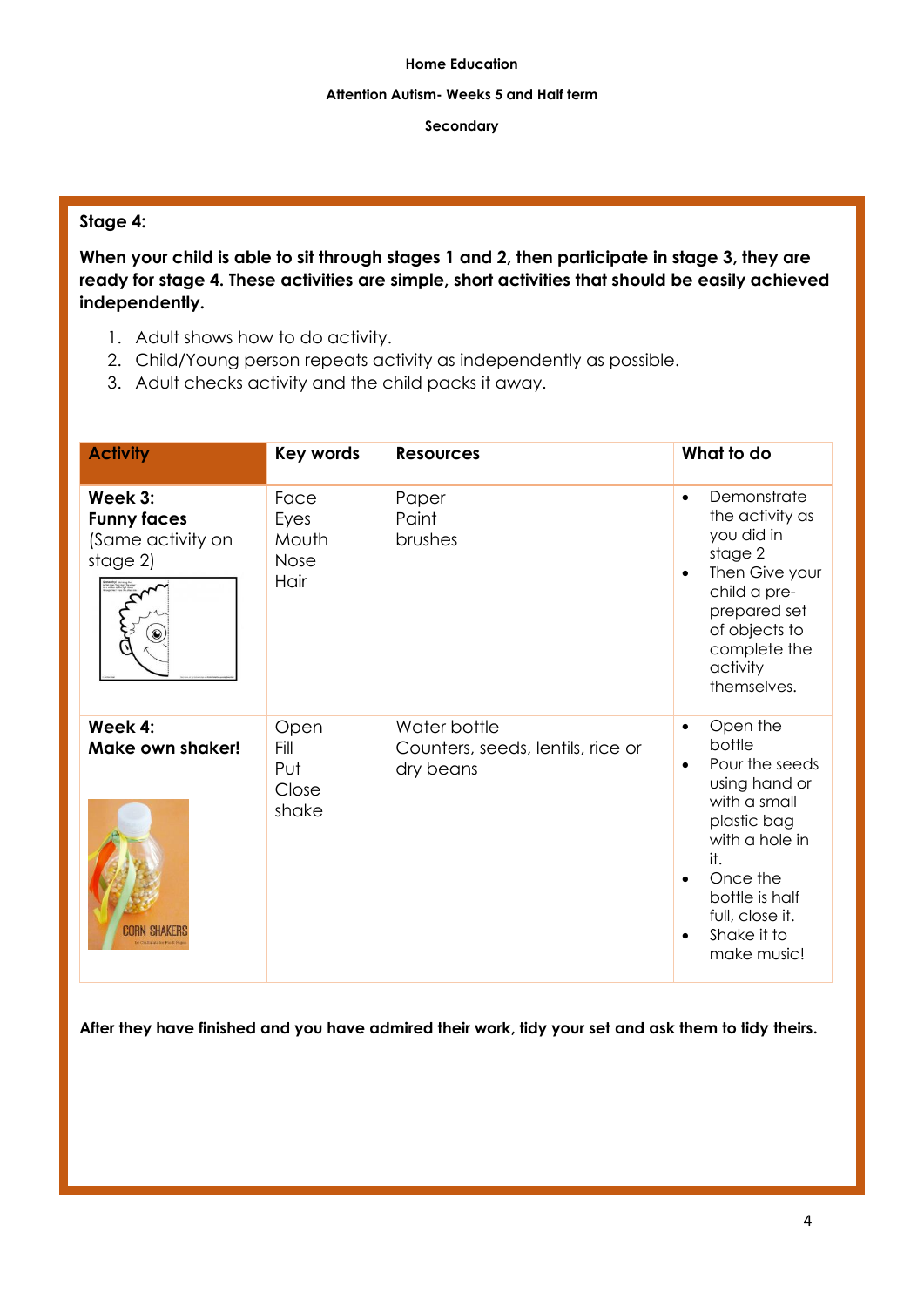Home Education

Attention Autism- Weeks 5 and Half term

Secondary

**Stage 4:**

**When your child is able to sit through stages 1 and 2, then participate in stage 3, they are ready for stage 4. These activities are simple, short activities that should be easily achieved independently.**

1. Adult shows how to do activity.
2. Child/Young person repeats activity as independently as possible.
3. Adult checks activity and the child packs it away.

| Activity | Key words | Resources | What to do |
|---|---|---|---|
| **Week 3:** **Funny faces** (Same activity on stage 2) | Face<br>Eyes<br>Mouth<br>Nose<br>Hair | Paper<br>Paint<br>brushes | • Demonstrate the activity as you did in stage 2<br>• Then Give your child a pre-prepared set of objects to complete the activity themselves. |
| **Week 4:** **Make own shaker!** | Open<br>Fill<br>Put<br>Close<br>shake | Water bottle<br>Counters, seeds, lentils, rice or dry beans | • Open the bottle<br>• Pour the seeds using hand or with a small plastic bag with a hole in it.<br>• Once the bottle is half full, close it.<br>• Shake it to make music! |

**After they have finished and you have admired their work, tidy your set and ask them to tidy theirs.**